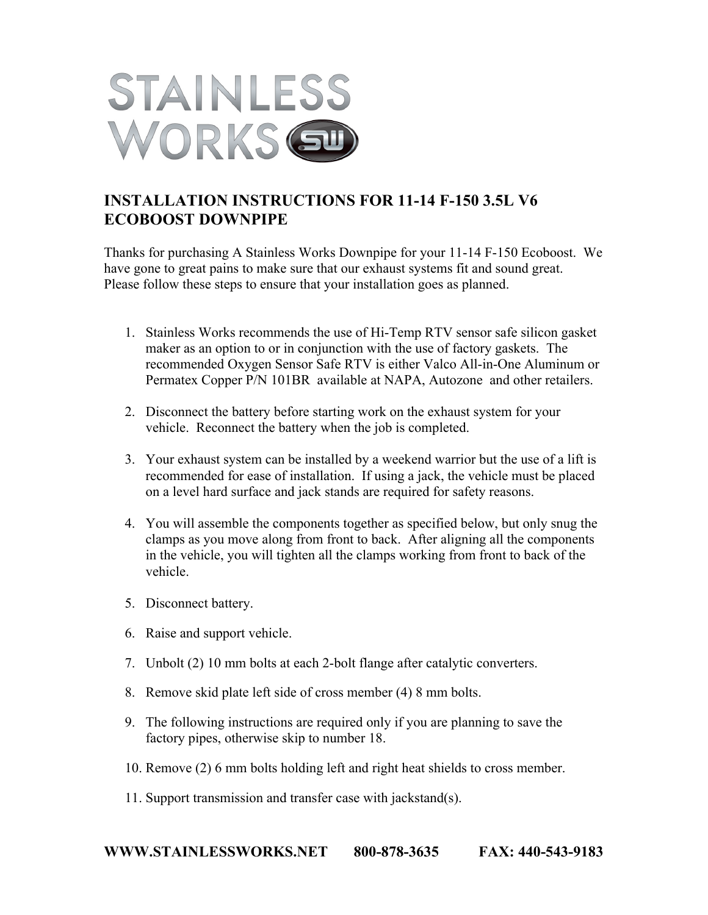STAINLESS WORKS

## INSTALLATION INSTRUCTIONS FOR 11-14 F-150 3.5L V6 ECOBOOST DOWNPIPE

Thanks for purchasing A Stainless Works Downpipe for your 11-14 F-150 Ecoboost. We have gone to great pains to make sure that our exhaust systems fit and sound great. Please follow these steps to ensure that your installation goes as planned.

1. Stainless Works recommends the use of Hi-Temp RTV sensor safe silicon gasket maker as an option to or in conjunction with the use of factory gaskets. The recommended Oxygen Sensor Safe RTV is either Valco All-in-One Aluminum or Permatex Copper P/N 101BR available at NAPA, Autozone and other retailers.

2. Disconnect the battery before starting work on the exhaust system for your vehicle. Reconnect the battery when the job is completed.

3. Your exhaust system can be installed by a weekend warrior but the use of a lift is recommended for ease of installation. If using a jack, the vehicle must be placed on a level hard surface and jack stands are required for safety reasons.

4. You will assemble the components together as specified below, but only snug the clamps as you move along from front to back. After aligning all the components in the vehicle, you will tighten all the clamps working from front to back of the vehicle.

5. Disconnect battery.

6. Raise and support vehicle.

7. Unbolt (2) 10 mm bolts at each 2-bolt flange after catalytic converters.

8. Remove skid plate left side of cross member (4) 8 mm bolts.

9. The following instructions are required only if you are planning to save the factory pipes, otherwise skip to number 18.

10. Remove (2) 6 mm bolts holding left and right heat shields to cross member.

11. Support transmission and transfer case with jackstand(s).

**WWW.STAINLESSWORKS.NET 800-878-3635 FAX: 440-543-9183**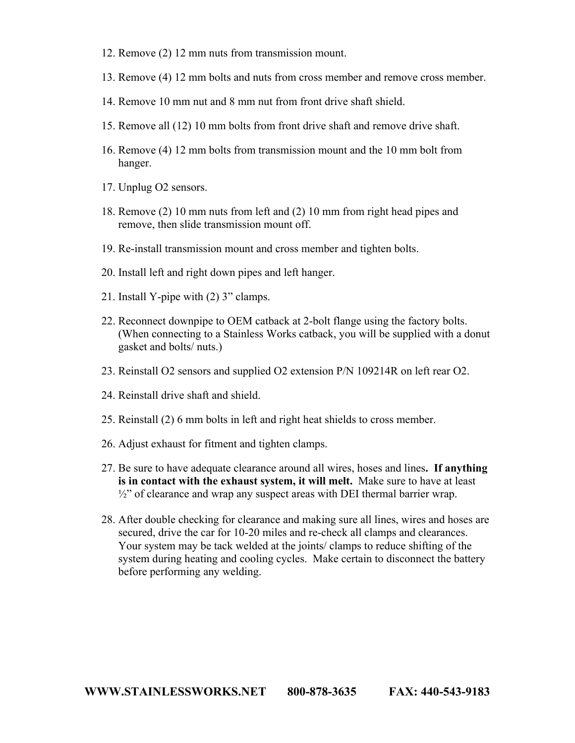12. Remove (2) 12 mm nuts from transmission mount.

13. Remove (4) 12 mm bolts and nuts from cross member and remove cross member.

14. Remove 10 mm nut and 8 mm nut from front drive shaft shield.

15. Remove all (12) 10 mm bolts from front drive shaft and remove drive shaft.

16. Remove (4) 12 mm bolts from transmission mount and the 10 mm bolt from hanger.

17. Unplug O2 sensors.

18. Remove (2) 10 mm nuts from left and (2) 10 mm from right head pipes and remove, then slide transmission mount off.

19. Re-install transmission mount and cross member and tighten bolts.

20. Install left and right down pipes and left hanger.

21. Install Y-pipe with (2) 3" clamps.

22. Reconnect downpipe to OEM catback at 2-bolt flange using the factory bolts. (When connecting to a Stainless Works catback, you will be supplied with a donut gasket and bolts/ nuts.)

23. Reinstall O2 sensors and supplied O2 extension P/N 109214R on left rear O2.

24. Reinstall drive shaft and shield.

25. Reinstall (2) 6 mm bolts in left and right heat shields to cross member.

26. Adjust exhaust for fitment and tighten clamps.

27. Be sure to have adequate clearance around all wires, hoses and lines**. If anything is in contact with the exhaust system, it will melt.** Make sure to have at least ½" of clearance and wrap any suspect areas with DEI thermal barrier wrap.

28. After double checking for clearance and making sure all lines, wires and hoses are secured, drive the car for 10-20 miles and re-check all clamps and clearances. Your system may be tack welded at the joints/ clamps to reduce shifting of the system during heating and cooling cycles. Make certain to disconnect the battery before performing any welding.

**WWW.STAINLESSWORKS.NET 800-878-3635 FAX: 440-543-9183**